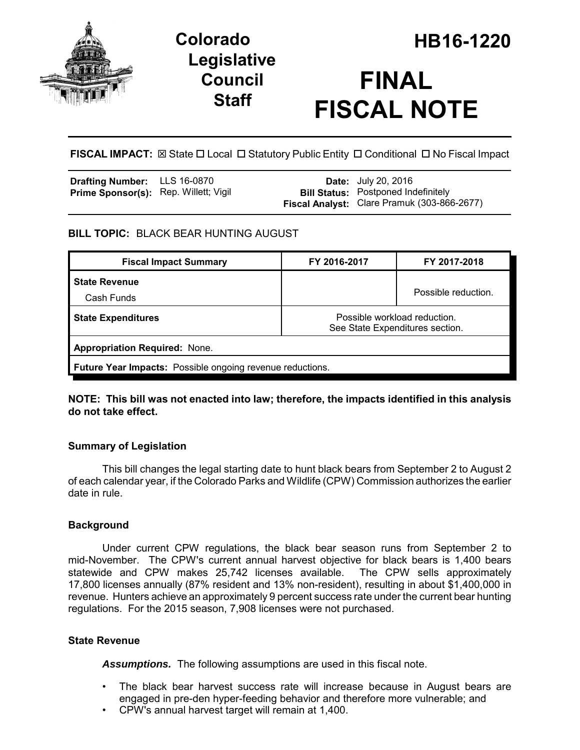# Colorado Legislative Council Staff

# HB16-1220

# FINAL FISCAL NOTE

**FISCAL IMPACT:** ☒ State ☐ Local ☐ Statutory Public Entity ☐ Conditional ☐ No Fiscal Impact

| | | | |
|---|---|---|---|
| **Drafting Number:** | LLS 16-0870 | **Date:** | July 20, 2016 |
| **Prime Sponsor(s):** | Rep. Willett; Vigil | **Bill Status:** | Postponed Indefinitely |
| | | **Fiscal Analyst:** | Clare Pramuk (303-866-2677) |

**BILL TOPIC:** BLACK BEAR HUNTING AUGUST

| Fiscal Impact Summary | FY 2016-2017 | FY 2017-2018 |
|---|---|---|
| **State Revenue**<br>Cash Funds | | Possible reduction. |
| **State Expenditures** | Possible workload reduction.<br>See State Expenditures section. | |
| **Appropriation Required:** None. | | |
| **Future Year Impacts:** Possible ongoing revenue reductions. | | |

**NOTE: This bill was not enacted into law; therefore, the impacts identified in this analysis do not take effect.**

### Summary of Legislation

This bill changes the legal starting date to hunt black bears from September 2 to August 2 of each calendar year, if the Colorado Parks and Wildlife (CPW) Commission authorizes the earlier date in rule.

### Background

Under current CPW regulations, the black bear season runs from September 2 to mid-November. The CPW's current annual harvest objective for black bears is 1,400 bears statewide and CPW makes 25,742 licenses available. The CPW sells approximately 17,800 licenses annually (87% resident and 13% non-resident), resulting in about $1,400,000 in revenue. Hunters achieve an approximately 9 percent success rate under the current bear hunting regulations. For the 2015 season, 7,908 licenses were not purchased.

### State Revenue

***Assumptions.*** The following assumptions are used in this fiscal note.

- The black bear harvest success rate will increase because in August bears are engaged in pre-den hyper-feeding behavior and therefore more vulnerable; and
- CPW's annual harvest target will remain at 1,400.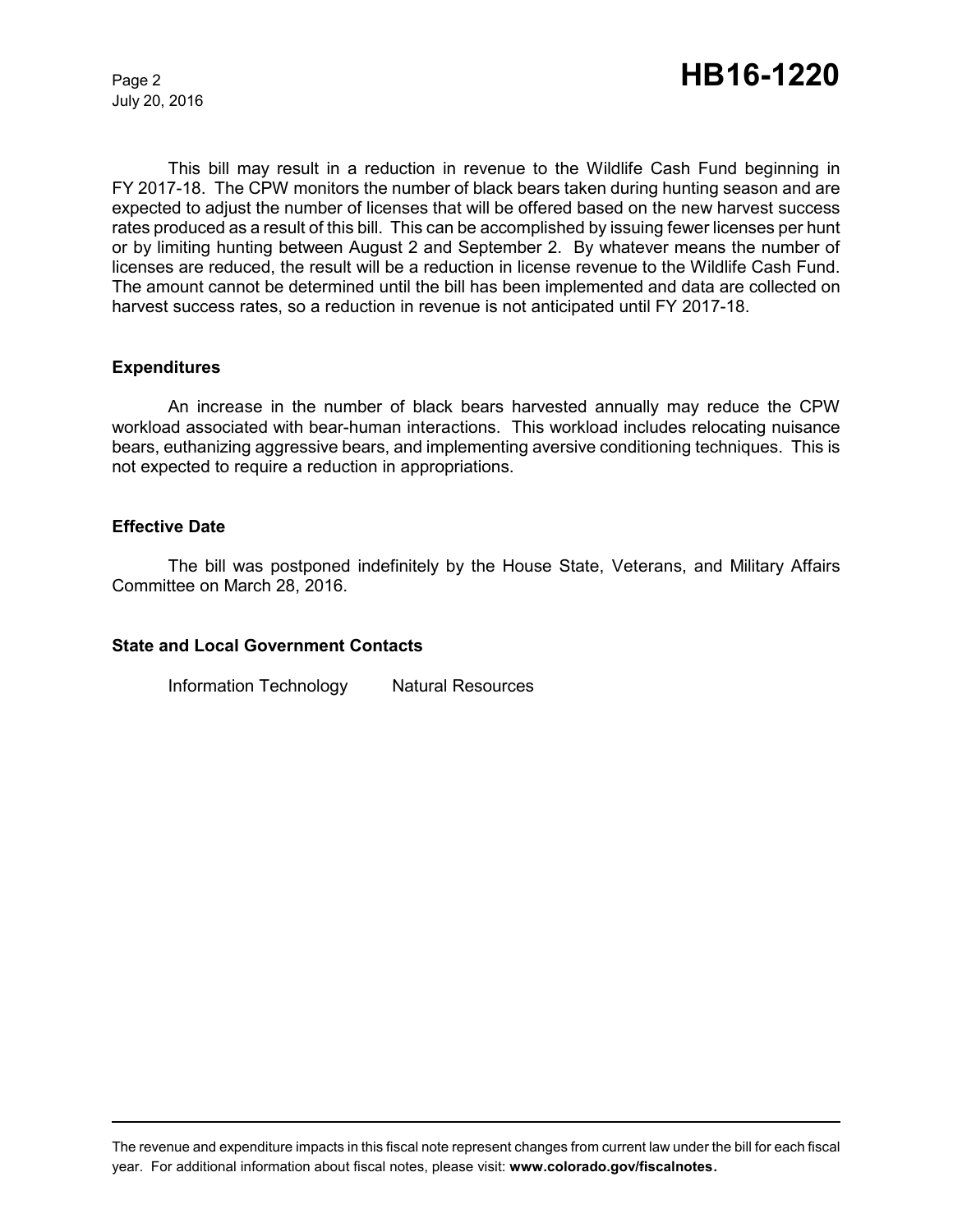This bill may result in a reduction in revenue to the Wildlife Cash Fund beginning in FY 2017-18. The CPW monitors the number of black bears taken during hunting season and are expected to adjust the number of licenses that will be offered based on the new harvest success rates produced as a result of this bill. This can be accomplished by issuing fewer licenses per hunt or by limiting hunting between August 2 and September 2. By whatever means the number of licenses are reduced, the result will be a reduction in license revenue to the Wildlife Cash Fund. The amount cannot be determined until the bill has been implemented and data are collected on harvest success rates, so a reduction in revenue is not anticipated until FY 2017-18.

**Expenditures**

An increase in the number of black bears harvested annually may reduce the CPW workload associated with bear-human interactions. This workload includes relocating nuisance bears, euthanizing aggressive bears, and implementing aversive conditioning techniques. This is not expected to require a reduction in appropriations.

**Effective Date**

The bill was postponed indefinitely by the House State, Veterans, and Military Affairs Committee on March 28, 2016.

**State and Local Government Contacts**

Information Technology    Natural Resources

The revenue and expenditure impacts in this fiscal note represent changes from current law under the bill for each fiscal year. For additional information about fiscal notes, please visit: **www.colorado.gov/fiscalnotes.**